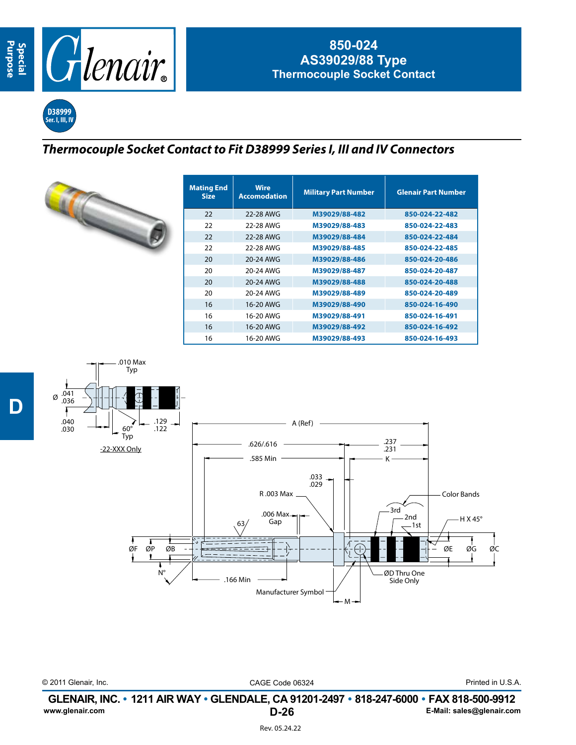# 850-024
## AS39029/88 Type
## Thermocouple Socket Contact

D38999 Ser. I, III, IV

### *Thermocouple Socket Contact to Fit D38999 Series I, III and IV Connectors*

| Mating End Size | Wire Accomodation | Military Part Number | Glenair Part Number |
|---|---|---|---|
| 22 | 22-28 AWG | M39029/88-482 | 850-024-22-482 |
| 22 | 22-28 AWG | M39029/88-483 | 850-024-22-483 |
| 22 | 22-28 AWG | M39029/88-484 | 850-024-22-484 |
| 22 | 22-28 AWG | M39029/88-485 | 850-024-22-485 |
| 20 | 20-24 AWG | M39029/88-486 | 850-024-20-486 |
| 20 | 20-24 AWG | M39029/88-487 | 850-024-20-487 |
| 20 | 20-24 AWG | M39029/88-488 | 850-024-20-488 |
| 20 | 20-24 AWG | M39029/88-489 | 850-024-20-489 |
| 16 | 16-20 AWG | M39029/88-490 | 850-024-16-490 |
| 16 | 16-20 AWG | M39029/88-491 | 850-024-16-491 |
| 16 | 16-20 AWG | M39029/88-492 | 850-024-16-492 |
| 16 | 16-20 AWG | M39029/88-493 | 850-024-16-493 |

.010 Max Typ
Ø .041 .036
.040 .030
60° Typ
.129 .122
-22-XXX Only

A (Ref)
.626/.616
.237 .231
.585 Min
K
.033 .029
R .003 Max
Color Bands
.006 Max Gap
63
3rd
2nd
1st
H X 45°
ØF ØP ØB
ØE ØG ØC
N°
.166 Min
ØD Thru One Side Only
Manufacturer Symbol
M

© 2011 Glenair, Inc. CAGE Code 06324 Printed in U.S.A.

**GLENAIR, INC. • 1211 AIR WAY • GLENDALE, CA 91201-2497 • 818-247-6000 • FAX 818-500-9912**

www.glenair.com E-Mail: sales@glenair.com

Rev. 05.24.22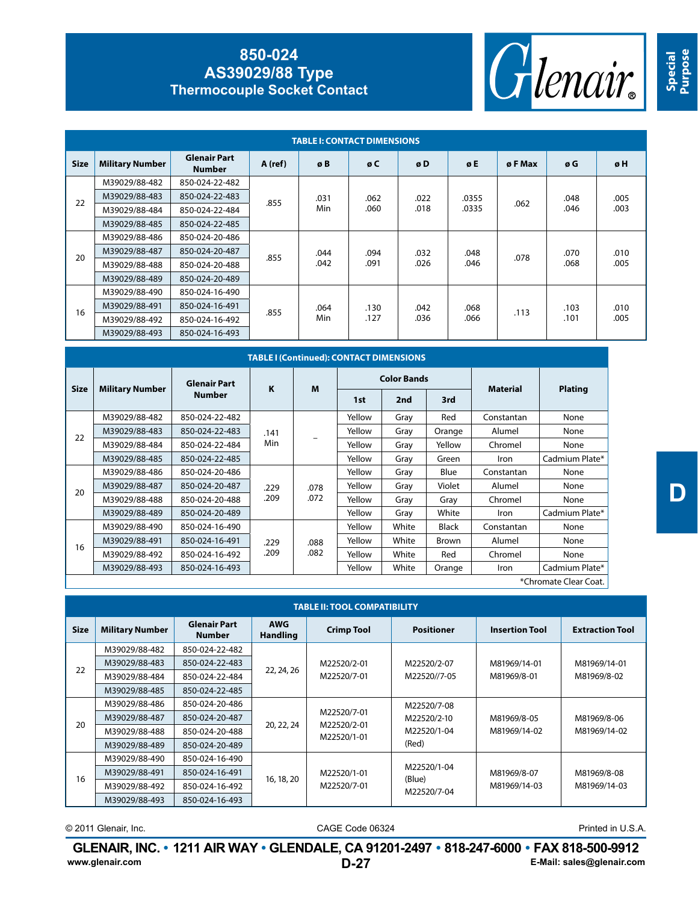# 850-024
## AS39029/88 Type
### Thermocouple Socket Contact

| TABLE I: CONTACT DIMENSIONS | | | | | | | | | | |
|---|---|---|---|---|---|---|---|---|---|---|
| Size | Military Number | Glenair Part Number | A (ref) | ø B | ø C | ø D | ø E | ø F Max | ø G | ø H |
| 22 | M39029/88-482 | 850-024-22-482 | .855 | .031 Min | .062 .060 | .022 .018 | .0355 .0335 | .062 | .048 .046 | .005 .003 |
| | M39029/88-483 | 850-024-22-483 | | | | | | | | |
| | M39029/88-484 | 850-024-22-484 | | | | | | | | |
| | M39029/88-485 | 850-024-22-485 | | | | | | | | |
| 20 | M39029/88-486 | 850-024-20-486 | .855 | .044 .042 | .094 .091 | .032 .026 | .048 .046 | .078 | .070 .068 | .010 .005 |
| | M39029/88-487 | 850-024-20-487 | | | | | | | | |
| | M39029/88-488 | 850-024-20-488 | | | | | | | | |
| | M39029/88-489 | 850-024-20-489 | | | | | | | | |
| 16 | M39029/88-490 | 850-024-16-490 | .855 | .064 Min | .130 .127 | .042 .036 | .068 .066 | .113 | .103 .101 | .010 .005 |
| | M39029/88-491 | 850-024-16-491 | | | | | | | | |
| | M39029/88-492 | 850-024-16-492 | | | | | | | | |
| | M39029/88-493 | 850-024-16-493 | | | | | | | | |

| TABLE I (Continued): CONTACT DIMENSIONS | | | | | Color Bands | | | | |
|---|---|---|---|---|---|---|---|---|---|
| Size | Military Number | Glenair Part Number | K | M | 1st | 2nd | 3rd | Material | Plating |
| 22 | M39029/88-482 | 850-024-22-482 | .141 Min | – | Yellow | Gray | Red | Constantan | None |
| | M39029/88-483 | 850-024-22-483 | | | Yellow | Gray | Orange | Alumel | None |
| | M39029/88-484 | 850-024-22-484 | | | Yellow | Gray | Yellow | Chromel | None |
| | M39029/88-485 | 850-024-22-485 | | | Yellow | Gray | Green | Iron | Cadmium Plate* |
| 20 | M39029/88-486 | 850-024-20-486 | .229 .209 | .078 .072 | Yellow | Gray | Blue | Constantan | None |
| | M39029/88-487 | 850-024-20-487 | | | Yellow | Gray | Violet | Alumel | None |
| | M39029/88-488 | 850-024-20-488 | | | Yellow | Gray | Gray | Chromel | None |
| | M39029/88-489 | 850-024-20-489 | | | Yellow | Gray | White | Iron | Cadmium Plate* |
| 16 | M39029/88-490 | 850-024-16-490 | .229 .209 | .088 .082 | Yellow | White | Black | Constantan | None |
| | M39029/88-491 | 850-024-16-491 | | | Yellow | White | Brown | Alumel | None |
| | M39029/88-492 | 850-024-16-492 | | | Yellow | White | Red | Chromel | None |
| | M39029/88-493 | 850-024-16-493 | | | Yellow | White | Orange | Iron | Cadmium Plate* |

*Chromate Clear Coat.

| TABLE II: TOOL COMPATIBILITY | | | | | | | |
|---|---|---|---|---|---|---|---|
| Size | Military Number | Glenair Part Number | AWG Handling | Crimp Tool | Positioner | Insertion Tool | Extraction Tool |
| 22 | M39029/88-482 | 850-024-22-482 | 22, 24, 26 | M22520/2-01 M22520/7-01 | M22520/2-07 M22520//7-05 | M81969/14-01 M81969/8-01 | M81969/14-01 M81969/8-02 |
| | M39029/88-483 | 850-024-22-483 | | | | | |
| | M39029/88-484 | 850-024-22-484 | | | | | |
| | M39029/88-485 | 850-024-22-485 | | | | | |
| 20 | M39029/88-486 | 850-024-20-486 | 20, 22, 24 | M22520/7-01 M22520/2-01 M22520/1-01 | M22520/7-08 M22520/2-10 M22520/1-04 (Red) | M81969/8-05 M81969/14-02 | M81969/8-06 M81969/14-02 |
| | M39029/88-487 | 850-024-20-487 | | | | | |
| | M39029/88-488 | 850-024-20-488 | | | | | |
| | M39029/88-489 | 850-024-20-489 | | | | | |
| 16 | M39029/88-490 | 850-024-16-490 | 16, 18, 20 | M22520/1-01 M22520/7-01 | M22520/1-04 (Blue) M22520/7-04 | M81969/8-07 M81969/14-03 | M81969/8-08 M81969/14-03 |
| | M39029/88-491 | 850-024-16-491 | | | | | |
| | M39029/88-492 | 850-024-16-492 | | | | | |
| | M39029/88-493 | 850-024-16-493 | | | | | |

© 2011 Glenair, Inc. CAGE Code 06324 Printed in U.S.A.

**GLENAIR, INC. • 1211 AIR WAY • GLENDALE, CA 91201-2497 • 818-247-6000 • FAX 818-500-9912**

www.glenair.com E-Mail: sales@glenair.com